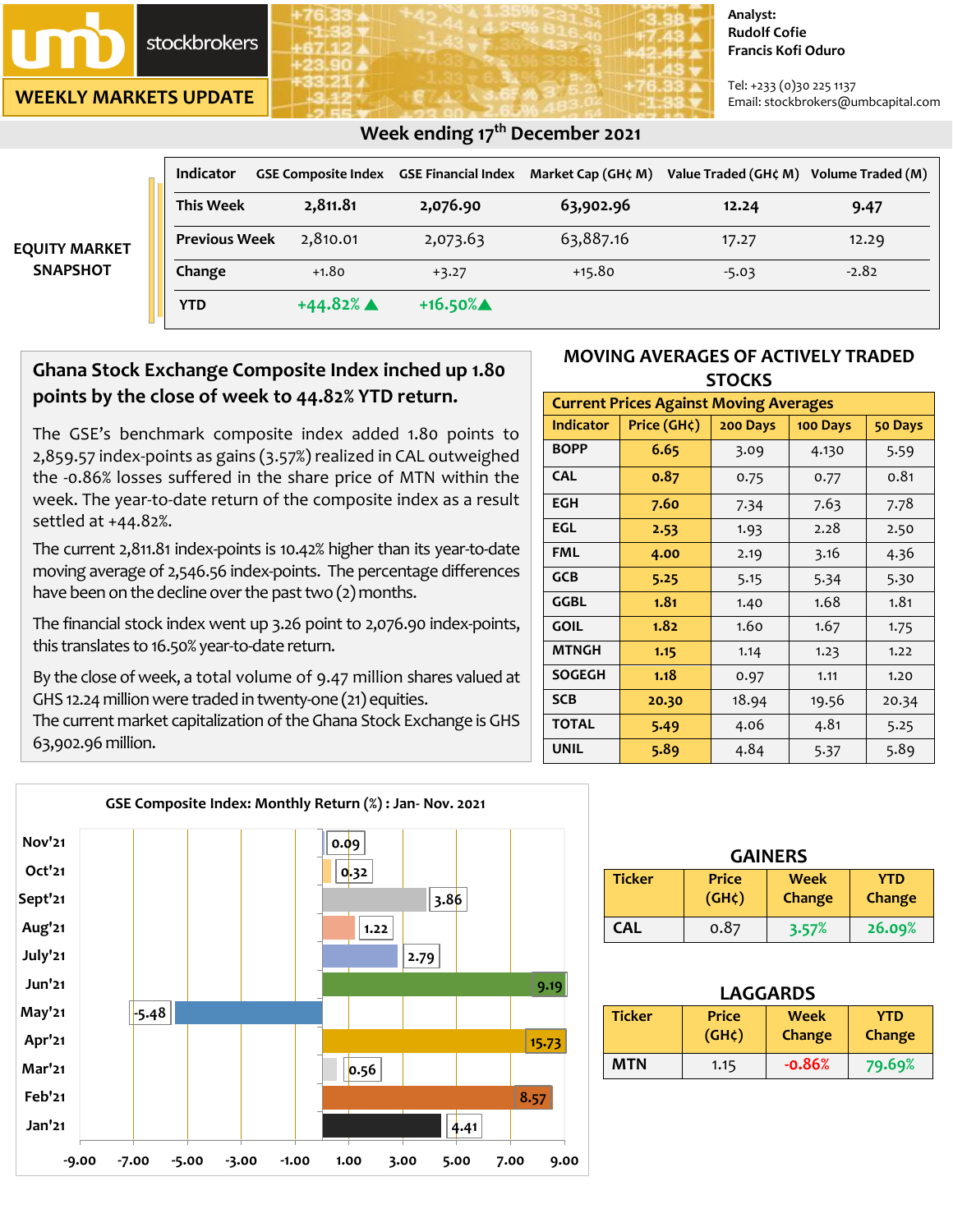umb stockbrokers

WEEKLY MARKETS UPDATE

Analyst:
Rudolf Cofie
Francis Kofi Oduro

Tel: +233 (0)30 225 1137
Email: stockbrokers@umbcapital.com

## Week ending 17th December 2021

### EQUITY MARKET SNAPSHOT

| Indicator | GSE Composite Index | GSE Financial Index | Market Cap (GH¢ M) | Value Traded (GH¢ M) | Volume Traded (M) |
|---|---|---|---|---|---|
| This Week | 2,811.81 | 2,076.90 | 63,902.96 | 12.24 | 9.47 |
| Previous Week | 2,810.01 | 2,073.63 | 63,887.16 | 17.27 | 12.29 |
| Change | +1.80 | +3.27 | +15.80 | -5.03 | -2.82 |
| YTD | +44.82% ▲ | +16.50% ▲ | | | |

### Ghana Stock Exchange Composite Index inched up 1.80 points by the close of week to 44.82% YTD return.

The GSE's benchmark composite index added 1.80 points to 2,859.57 index-points as gains (3.57%) realized in CAL outweighed the -0.86% losses suffered in the share price of MTN within the week. The year-to-date return of the composite index as a result settled at +44.82%.

The current 2,811.81 index-points is 10.42% higher than its year-to-date moving average of 2,546.56 index-points. The percentage differences have been on the decline over the past two (2) months.

The financial stock index went up 3.26 point to 2,076.90 index-points, this translates to 16.50% year-to-date return.

By the close of week, a total volume of 9.47 million shares valued at GHS 12.24 million were traded in twenty-one (21) equities.
The current market capitalization of the Ghana Stock Exchange is GHS 63,902.96 million.

### MOVING AVERAGES OF ACTIVELY TRADED STOCKS

Current Prices Against Moving Averages

| Indicator | Price (GH¢) | 200 Days | 100 Days | 50 Days |
|---|---|---|---|---|
| BOPP | 6.65 | 3.09 | 4.130 | 5.59 |
| CAL | 0.87 | 0.75 | 0.77 | 0.81 |
| EGH | 7.60 | 7.34 | 7.63 | 7.78 |
| EGL | 2.53 | 1.93 | 2.28 | 2.50 |
| FML | 4.00 | 2.19 | 3.16 | 4.36 |
| GCB | 5.25 | 5.15 | 5.34 | 5.30 |
| GGBL | 1.81 | 1.40 | 1.68 | 1.81 |
| GOIL | 1.82 | 1.60 | 1.67 | 1.75 |
| MTNGH | 1.15 | 1.14 | 1.23 | 1.22 |
| SOGEGH | 1.18 | 0.97 | 1.11 | 1.20 |
| SCB | 20.30 | 18.94 | 19.56 | 20.34 |
| TOTAL | 5.49 | 4.06 | 4.81 | 5.25 |
| UNIL | 5.89 | 4.84 | 5.37 | 5.89 |

### GSE Composite Index: Monthly Return (%) : Jan- Nov. 2021

| Month | Return (%) |
|---|---|
| Nov'21 | 0.09 |
| Oct'21 | 0.32 |
| Sept'21 | 3.86 |
| Aug'21 | 1.22 |
| July'21 | 2.79 |
| Jun'21 | 9.19 |
| May'21 | -5.48 |
| Apr'21 | 15.73 |
| Mar'21 | 0.56 |
| Feb'21 | 8.57 |
| Jan'21 | 4.41 |

### GAINERS

| Ticker | Price (GH¢) | Week Change | YTD Change |
|---|---|---|---|
| CAL | 0.87 | 3.57% | 26.09% |

### LAGGARDS

| Ticker | Price (GH¢) | Week Change | YTD Change |
|---|---|---|---|
| MTN | 1.15 | -0.86% | 79.69% |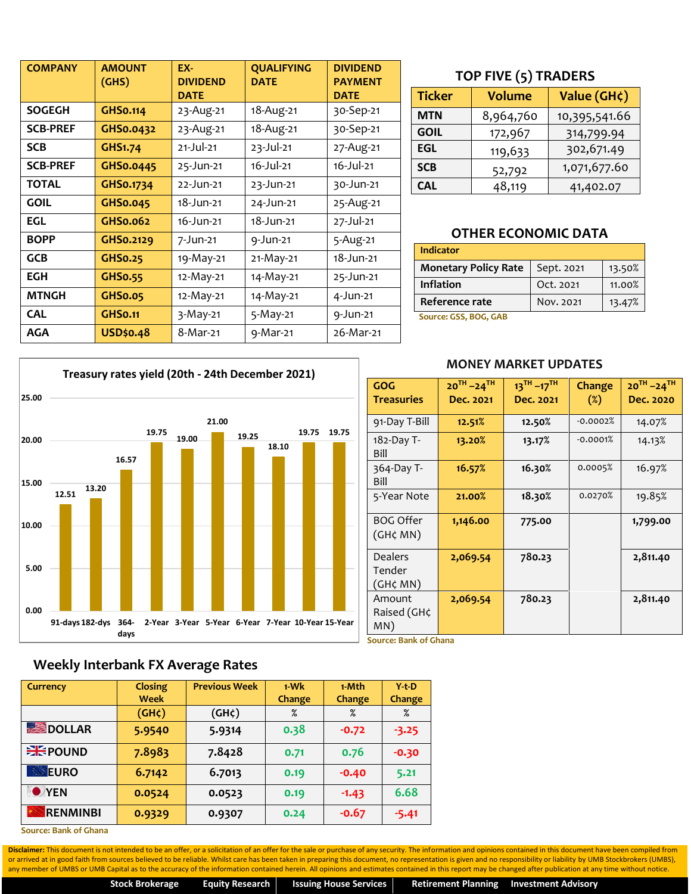| COMPANY | AMOUNT (GHS) | EX-DIVIDEND DATE | QUALIFYING DATE | DIVIDEND PAYMENT DATE |
|---|---|---|---|---|
| SOGEGH | GHS0.114 | 23-Aug-21 | 18-Aug-21 | 30-Sep-21 |
| SCB-PREF | GHS0.0432 | 23-Aug-21 | 18-Aug-21 | 30-Sep-21 |
| SCB | GHS1.74 | 21-Jul-21 | 23-Jul-21 | 27-Aug-21 |
| SCB-PREF | GHS0.0445 | 25-Jun-21 | 16-Jul-21 | 16-Jul-21 |
| TOTAL | GHS0.1734 | 22-Jun-21 | 23-Jun-21 | 30-Jun-21 |
| GOIL | GHS0.045 | 18-Jun-21 | 24-Jun-21 | 25-Aug-21 |
| EGL | GHS0.062 | 16-Jun-21 | 18-Jun-21 | 27-Jul-21 |
| BOPP | GHS0.2129 | 7-Jun-21 | 9-Jun-21 | 5-Aug-21 |
| GCB | GHS0.25 | 19-May-21 | 21-May-21 | 18-Jun-21 |
| EGH | GHS0.55 | 12-May-21 | 14-May-21 | 25-Jun-21 |
| MTNGH | GHS0.05 | 12-May-21 | 14-May-21 | 4-Jun-21 |
| CAL | GHS0.11 | 3-May-21 | 5-May-21 | 9-Jun-21 |
| AGA | USD$0.48 | 8-Mar-21 | 9-Mar-21 | 26-Mar-21 |

## TOP FIVE (5) TRADERS

| Ticker | Volume | Value (GH¢) |
|---|---|---|
| MTN | 8,964,760 | 10,395,541.66 |
| GOIL | 172,967 | 314,799.94 |
| EGL | 119,633 | 302,671.49 |
| SCB | 52,792 | 1,071,677.60 |
| CAL | 48,119 | 41,402.07 |

## OTHER ECONOMIC DATA

| Indicator | | |
|---|---|---|
| Monetary Policy Rate | Sept. 2021 | 13.50% |
| Inflation | Oct. 2021 | 11.00% |
| Reference rate | Nov. 2021 | 13.47% |

Source: GSS, BOG, GAB

Treasury rates yield (20th - 24th December 2021)

25.00
20.00
15.00
10.00
5.00
0.00

12.51 13.20 16.57 19.75 19.00 21.00 19.25 18.10 19.75 19.75

91-days 182-dys 364-days 2-Year 3-Year 5-Year 6-Year 7-Year 10-Year 15-Year

## MONEY MARKET UPDATES

| GOG Treasuries | 20TH –24TH Dec. 2021 | 13TH –17TH Dec. 2021 | Change (%) | 20TH –24TH Dec. 2020 |
|---|---|---|---|---|
| 91-Day T-Bill | 12.51% | 12.50% | -0.0002% | 14.07% |
| 182-Day T-Bill | 13.20% | 13.17% | -0.0001% | 14.13% |
| 364-Day T-Bill | 16.57% | 16.30% | 0.0005% | 16.97% |
| 5-Year Note | 21.00% | 18.30% | 0.0270% | 19.85% |
| BOG Offer (GH¢ MN) | 1,146.00 | 775.00 | | 1,799.00 |
| Dealers Tender (GH¢ MN) | 2,069.54 | 780.23 | | 2,811.40 |
| Amount Raised (GH¢ MN) | 2,069.54 | 780.23 | | 2,811.40 |

Source: Bank of Ghana

## Weekly Interbank FX Average Rates

| Currency | Closing Week | Previous Week | 1-Wk Change | 1-Mth Change | Y-t-D Change |
|---|---|---|---|---|---|
| | (GH¢) | (GH¢) | % | % | % |
| DOLLAR | 5.9540 | 5.9314 | 0.38 | -0.72 | -3.25 |
| POUND | 7.8983 | 7.8428 | 0.71 | 0.76 | -0.30 |
| EURO | 6.7142 | 6.7013 | 0.19 | -0.40 | 5.21 |
| YEN | 0.0524 | 0.0523 | 0.19 | -1.43 | 6.68 |
| RENMINBI | 0.9329 | 0.9307 | 0.24 | -0.67 | -5.41 |

Source: Bank of Ghana

**Disclaimer:** This document is not intended to be an offer, or a solicitation of an offer for the sale or purchase of any security. The information and opinions contained in this document have been compiled from or arrived at in good faith from sources believed to be reliable. Whilst care has been taken in preparing this document, no representation is given and no responsibility or liability by UMB Stockbrokers (UMBS), any member of UMBS or UMB Capital as to the accuracy of the information contained herein. All opinions and estimates contained in this report may be changed after publication at any time without notice.

Stock Brokerage | Equity Research | Issuing House Services | Retirement Planning | Investment Advisory